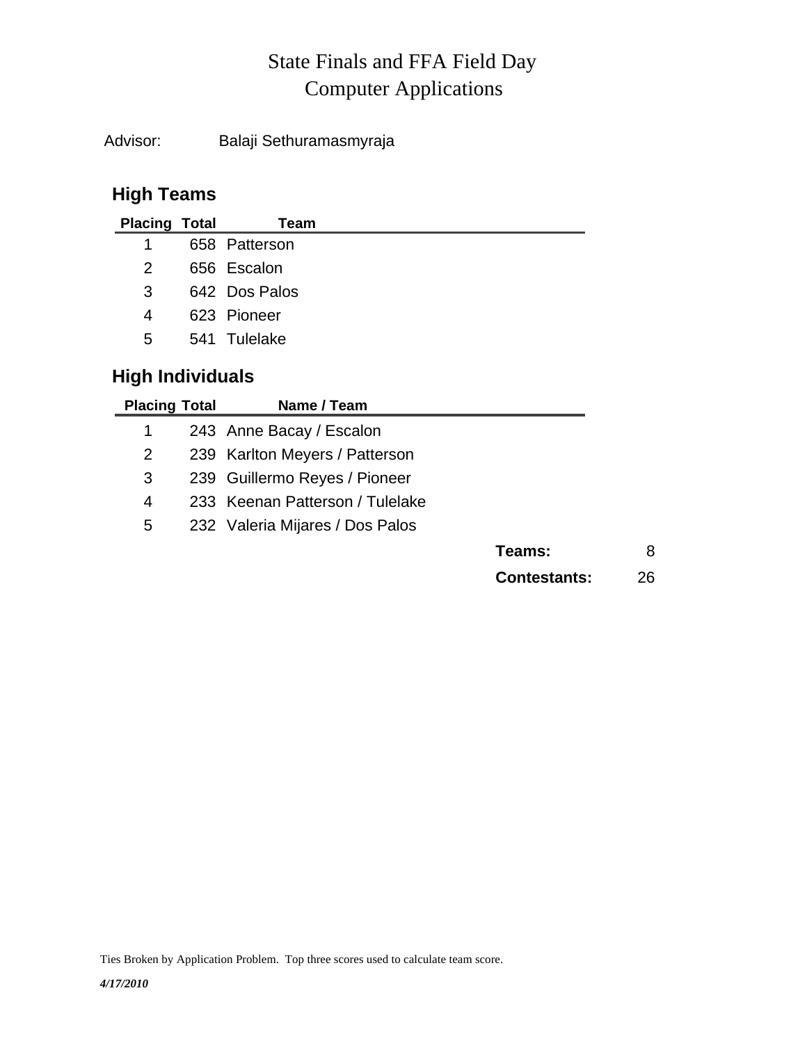# State Finals and FFA Field Day
# Computer Applications

Advisor: Balaji Sethuramasmyraja

## High Teams

| Placing | Total | Team |
|---|---|---|
| 1 | 658 | Patterson |
| 2 | 656 | Escalon |
| 3 | 642 | Dos Palos |
| 4 | 623 | Pioneer |
| 5 | 541 | Tulelake |

## High Individuals

| Placing | Total | Name / Team |
|---|---|---|
| 1 | 243 | Anne Bacay / Escalon |
| 2 | 239 | Karlton Meyers / Patterson |
| 3 | 239 | Guillermo Reyes / Pioneer |
| 4 | 233 | Keenan Patterson / Tulelake |
| 5 | 232 | Valeria Mijares / Dos Palos |

**Teams:** 8

**Contestants:** 26

Ties Broken by Application Problem. Top three scores used to calculate team score.

***4/17/2010***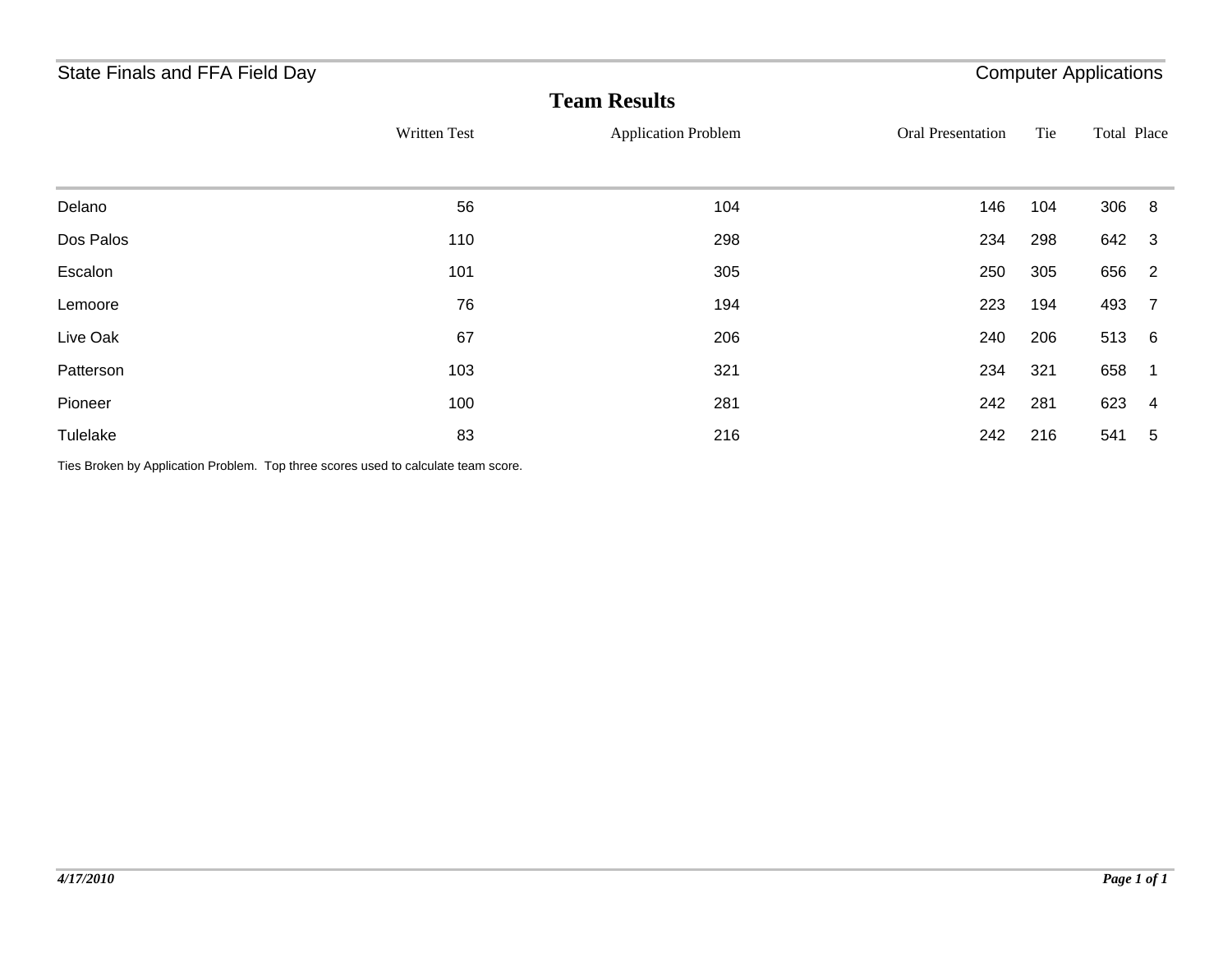State Finals and FFA Field Day — Computer Applications

## Team Results

| | Written Test | Application Problem | Oral Presentation | Tie | Total | Place |
|---|---|---|---|---|---|---|
| Delano | 56 | 104 | 146 | 104 | 306 | 8 |
| Dos Palos | 110 | 298 | 234 | 298 | 642 | 3 |
| Escalon | 101 | 305 | 250 | 305 | 656 | 2 |
| Lemoore | 76 | 194 | 223 | 194 | 493 | 7 |
| Live Oak | 67 | 206 | 240 | 206 | 513 | 6 |
| Patterson | 103 | 321 | 234 | 321 | 658 | 1 |
| Pioneer | 100 | 281 | 242 | 281 | 623 | 4 |
| Tulelake | 83 | 216 | 242 | 216 | 541 | 5 |

Ties Broken by Application Problem. Top three scores used to calculate team score.

*4/17/2010*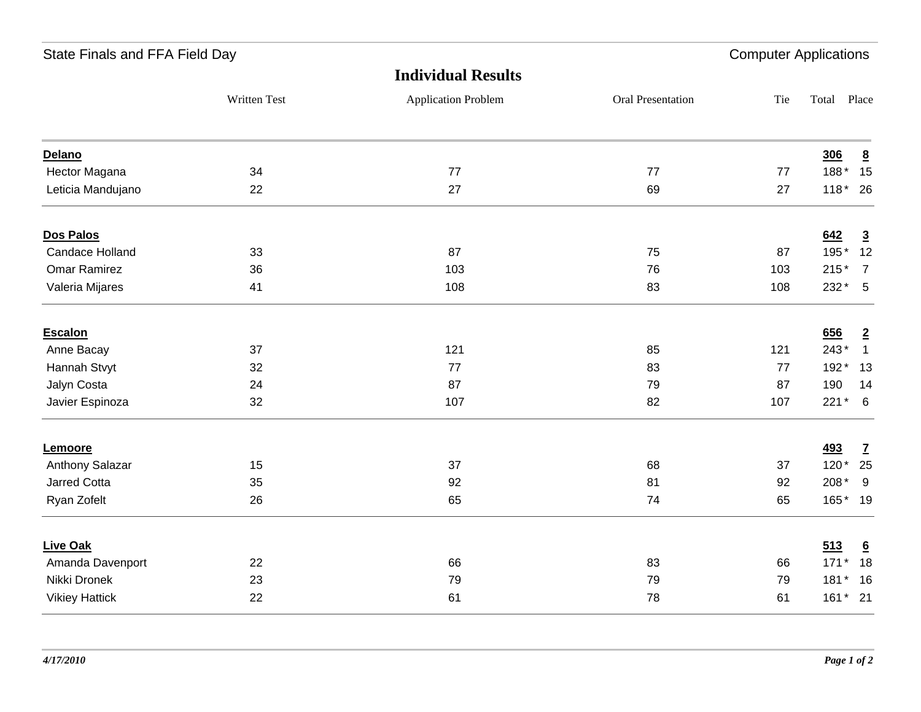State Finals and FFA Field Day — Computer Applications

## Individual Results

| | Written Test | Application Problem | Oral Presentation | Tie | Total | Place |
|---|---|---|---|---|---|---|
| **Delano** | | | | | **306** | **8** |
| Hector Magana | 34 | 77 | 77 | 77 | 188 * | 15 |
| Leticia Mandujano | 22 | 27 | 69 | 27 | 118 * | 26 |
| **Dos Palos** | | | | | **642** | **3** |
| Candace Holland | 33 | 87 | 75 | 87 | 195 * | 12 |
| Omar Ramirez | 36 | 103 | 76 | 103 | 215 * | 7 |
| Valeria Mijares | 41 | 108 | 83 | 108 | 232 * | 5 |
| **Escalon** | | | | | **656** | **2** |
| Anne Bacay | 37 | 121 | 85 | 121 | 243 * | 1 |
| Hannah Stvyt | 32 | 77 | 83 | 77 | 192 * | 13 |
| Jalyn Costa | 24 | 87 | 79 | 87 | 190 | 14 |
| Javier Espinoza | 32 | 107 | 82 | 107 | 221 * | 6 |
| **Lemoore** | | | | | **493** | **7** |
| Anthony Salazar | 15 | 37 | 68 | 37 | 120 * | 25 |
| Jarred Cotta | 35 | 92 | 81 | 92 | 208 * | 9 |
| Ryan Zofelt | 26 | 65 | 74 | 65 | 165 * | 19 |
| **Live Oak** | | | | | **513** | **6** |
| Amanda Davenport | 22 | 66 | 83 | 66 | 171 * | 18 |
| Nikki Dronek | 23 | 79 | 79 | 79 | 181 * | 16 |
| Vikiey Hattick | 22 | 61 | 78 | 61 | 161 * | 21 |

*4/17/2010*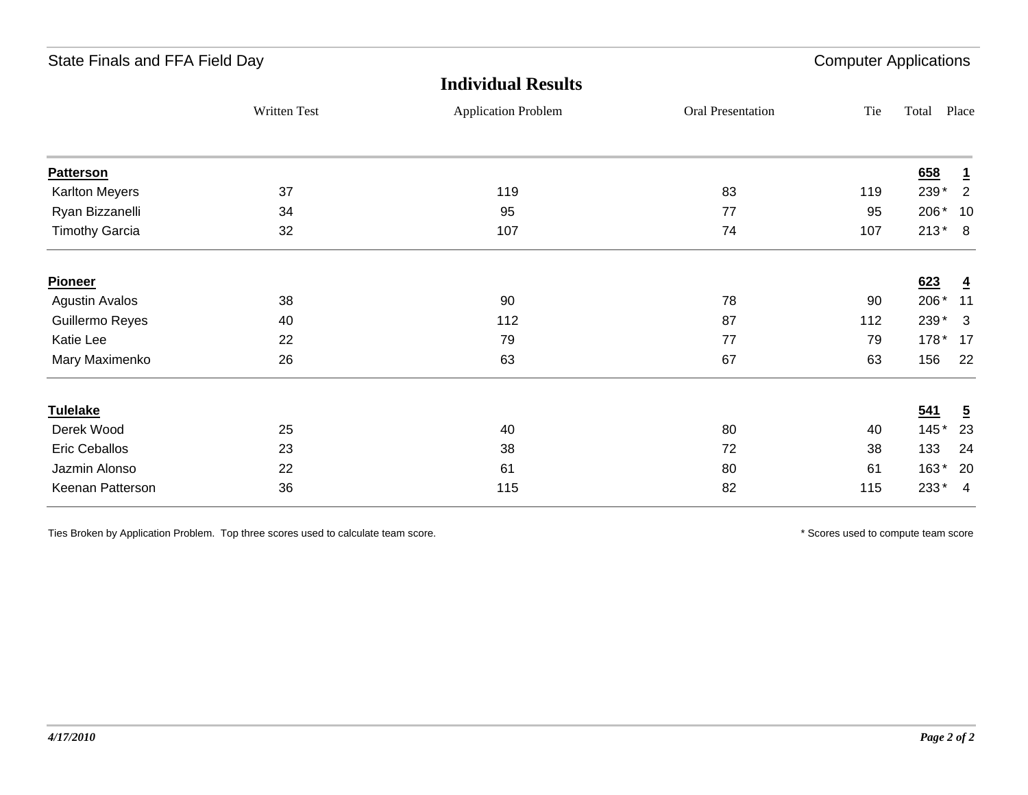State Finals and FFA Field Day — Computer Applications

## Individual Results

| | Written Test | Application Problem | Oral Presentation | Tie | Total | Place |
|---|---|---|---|---|---|---|
| **Patterson** | | | | | **658** | **1** |
| Karlton Meyers | 37 | 119 | 83 | 119 | 239* | 2 |
| Ryan Bizzanelli | 34 | 95 | 77 | 95 | 206* | 10 |
| Timothy Garcia | 32 | 107 | 74 | 107 | 213* | 8 |
| **Pioneer** | | | | | **623** | **4** |
| Agustin Avalos | 38 | 90 | 78 | 90 | 206* | 11 |
| Guillermo Reyes | 40 | 112 | 87 | 112 | 239* | 3 |
| Katie Lee | 22 | 79 | 77 | 79 | 178* | 17 |
| Mary Maximenko | 26 | 63 | 67 | 63 | 156 | 22 |
| **Tulelake** | | | | | **541** | **5** |
| Derek Wood | 25 | 40 | 80 | 40 | 145* | 23 |
| Eric Ceballos | 23 | 38 | 72 | 38 | 133 | 24 |
| Jazmin Alonso | 22 | 61 | 80 | 61 | 163* | 20 |
| Keenan Patterson | 36 | 115 | 82 | 115 | 233* | 4 |

Ties Broken by Application Problem. Top three scores used to calculate team score.

* Scores used to compute team score

*4/17/2010*